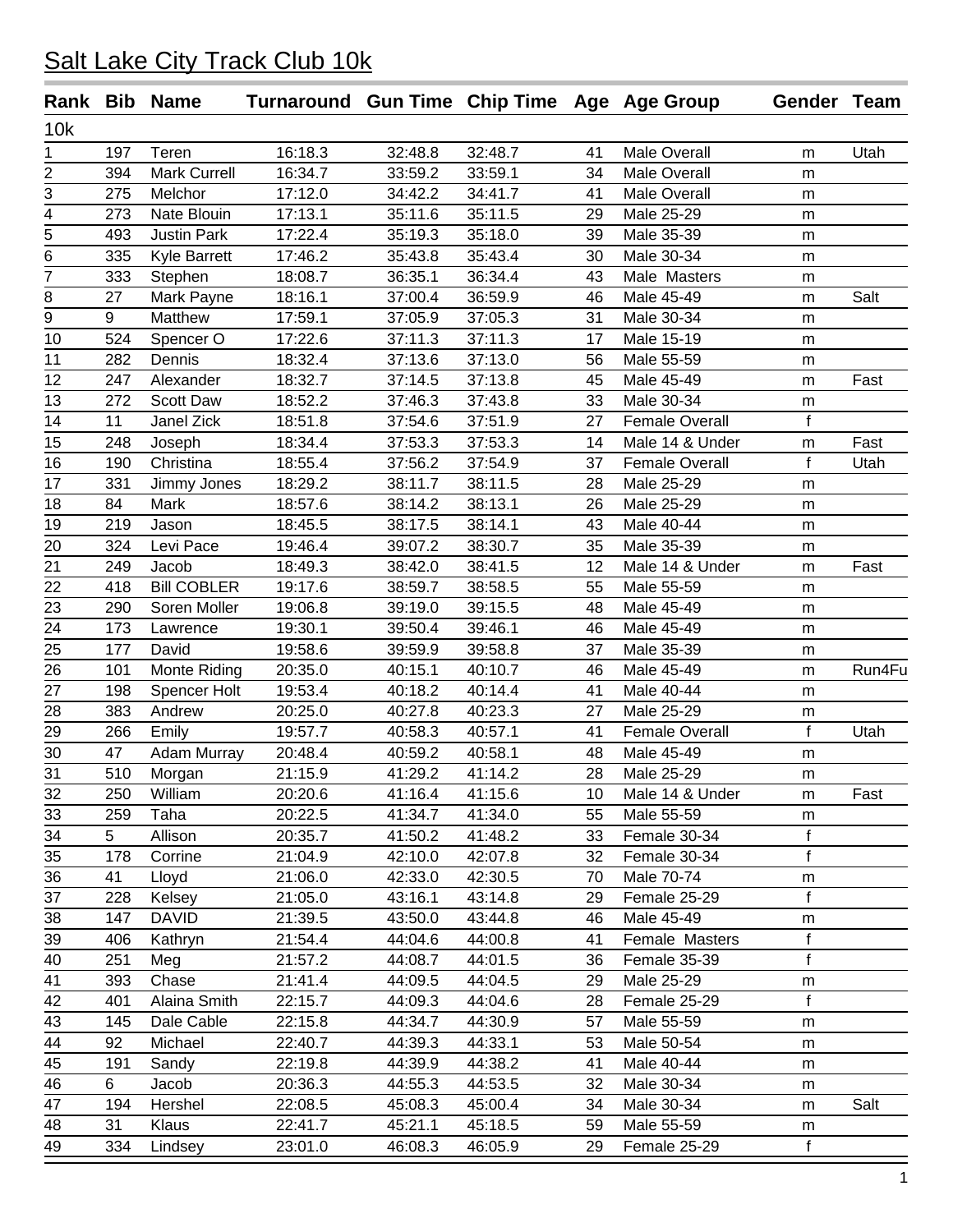# Salt Lake City Track Club 10k

| Rank | Bib | Name | Turnaround | Gun Time | Chip Time | Age | Age Group | Gender | Team |
|---|---|---|---|---|---|---|---|---|---|
| 10k | | | | | | | | | |
| 1 | 197 | Teren | 16:18.3 | 32:48.8 | 32:48.7 | 41 | Male Overall | m | Utah |
| 2 | 394 | Mark Currell | 16:34.7 | 33:59.2 | 33:59.1 | 34 | Male Overall | m | |
| 3 | 275 | Melchor | 17:12.0 | 34:42.2 | 34:41.7 | 41 | Male Overall | m | |
| 4 | 273 | Nate Blouin | 17:13.1 | 35:11.6 | 35:11.5 | 29 | Male 25-29 | m | |
| 5 | 493 | Justin Park | 17:22.4 | 35:19.3 | 35:18.0 | 39 | Male 35-39 | m | |
| 6 | 335 | Kyle Barrett | 17:46.2 | 35:43.8 | 35:43.4 | 30 | Male 30-34 | m | |
| 7 | 333 | Stephen | 18:08.7 | 36:35.1 | 36:34.4 | 43 | Male Masters | m | |
| 8 | 27 | Mark Payne | 18:16.1 | 37:00.4 | 36:59.9 | 46 | Male 45-49 | m | Salt |
| 9 | 9 | Matthew | 17:59.1 | 37:05.9 | 37:05.3 | 31 | Male 30-34 | m | |
| 10 | 524 | Spencer O | 17:22.6 | 37:11.3 | 37:11.3 | 17 | Male 15-19 | m | |
| 11 | 282 | Dennis | 18:32.4 | 37:13.6 | 37:13.0 | 56 | Male 55-59 | m | |
| 12 | 247 | Alexander | 18:32.7 | 37:14.5 | 37:13.8 | 45 | Male 45-49 | m | Fast |
| 13 | 272 | Scott Daw | 18:52.2 | 37:46.3 | 37:43.8 | 33 | Male 30-34 | m | |
| 14 | 11 | Janel Zick | 18:51.8 | 37:54.6 | 37:51.9 | 27 | Female Overall | f | |
| 15 | 248 | Joseph | 18:34.4 | 37:53.3 | 37:53.3 | 14 | Male 14 & Under | m | Fast |
| 16 | 190 | Christina | 18:55.4 | 37:56.2 | 37:54.9 | 37 | Female Overall | f | Utah |
| 17 | 331 | Jimmy Jones | 18:29.2 | 38:11.7 | 38:11.5 | 28 | Male 25-29 | m | |
| 18 | 84 | Mark | 18:57.6 | 38:14.2 | 38:13.1 | 26 | Male 25-29 | m | |
| 19 | 219 | Jason | 18:45.5 | 38:17.5 | 38:14.1 | 43 | Male 40-44 | m | |
| 20 | 324 | Levi Pace | 19:46.4 | 39:07.2 | 38:30.7 | 35 | Male 35-39 | m | |
| 21 | 249 | Jacob | 18:49.3 | 38:42.0 | 38:41.5 | 12 | Male 14 & Under | m | Fast |
| 22 | 418 | Bill COBLER | 19:17.6 | 38:59.7 | 38:58.5 | 55 | Male 55-59 | m | |
| 23 | 290 | Soren Moller | 19:06.8 | 39:19.0 | 39:15.5 | 48 | Male 45-49 | m | |
| 24 | 173 | Lawrence | 19:30.1 | 39:50.4 | 39:46.1 | 46 | Male 45-49 | m | |
| 25 | 177 | David | 19:58.6 | 39:59.9 | 39:58.8 | 37 | Male 35-39 | m | |
| 26 | 101 | Monte Riding | 20:35.0 | 40:15.1 | 40:10.7 | 46 | Male 45-49 | m | Run4Fu |
| 27 | 198 | Spencer Holt | 19:53.4 | 40:18.2 | 40:14.4 | 41 | Male 40-44 | m | |
| 28 | 383 | Andrew | 20:25.0 | 40:27.8 | 40:23.3 | 27 | Male 25-29 | m | |
| 29 | 266 | Emily | 19:57.7 | 40:58.3 | 40:57.1 | 41 | Female Overall | f | Utah |
| 30 | 47 | Adam Murray | 20:48.4 | 40:59.2 | 40:58.1 | 48 | Male 45-49 | m | |
| 31 | 510 | Morgan | 21:15.9 | 41:29.2 | 41:14.2 | 28 | Male 25-29 | m | |
| 32 | 250 | William | 20:20.6 | 41:16.4 | 41:15.6 | 10 | Male 14 & Under | m | Fast |
| 33 | 259 | Taha | 20:22.5 | 41:34.7 | 41:34.0 | 55 | Male 55-59 | m | |
| 34 | 5 | Allison | 20:35.7 | 41:50.2 | 41:48.2 | 33 | Female 30-34 | f | |
| 35 | 178 | Corrine | 21:04.9 | 42:10.0 | 42:07.8 | 32 | Female 30-34 | f | |
| 36 | 41 | Lloyd | 21:06.0 | 42:33.0 | 42:30.5 | 70 | Male 70-74 | m | |
| 37 | 228 | Kelsey | 21:05.0 | 43:16.1 | 43:14.8 | 29 | Female 25-29 | f | |
| 38 | 147 | DAVID | 21:39.5 | 43:50.0 | 43:44.8 | 46 | Male 45-49 | m | |
| 39 | 406 | Kathryn | 21:54.4 | 44:04.6 | 44:00.8 | 41 | Female Masters | f | |
| 40 | 251 | Meg | 21:57.2 | 44:08.7 | 44:01.5 | 36 | Female 35-39 | f | |
| 41 | 393 | Chase | 21:41.4 | 44:09.5 | 44:04.5 | 29 | Male 25-29 | m | |
| 42 | 401 | Alaina Smith | 22:15.7 | 44:09.3 | 44:04.6 | 28 | Female 25-29 | f | |
| 43 | 145 | Dale Cable | 22:15.8 | 44:34.7 | 44:30.9 | 57 | Male 55-59 | m | |
| 44 | 92 | Michael | 22:40.7 | 44:39.3 | 44:33.1 | 53 | Male 50-54 | m | |
| 45 | 191 | Sandy | 22:19.8 | 44:39.9 | 44:38.2 | 41 | Male 40-44 | m | |
| 46 | 6 | Jacob | 20:36.3 | 44:55.3 | 44:53.5 | 32 | Male 30-34 | m | |
| 47 | 194 | Hershel | 22:08.5 | 45:08.3 | 45:00.4 | 34 | Male 30-34 | m | Salt |
| 48 | 31 | Klaus | 22:41.7 | 45:21.1 | 45:18.5 | 59 | Male 55-59 | m | |
| 49 | 334 | Lindsey | 23:01.0 | 46:08.3 | 46:05.9 | 29 | Female 25-29 | f | |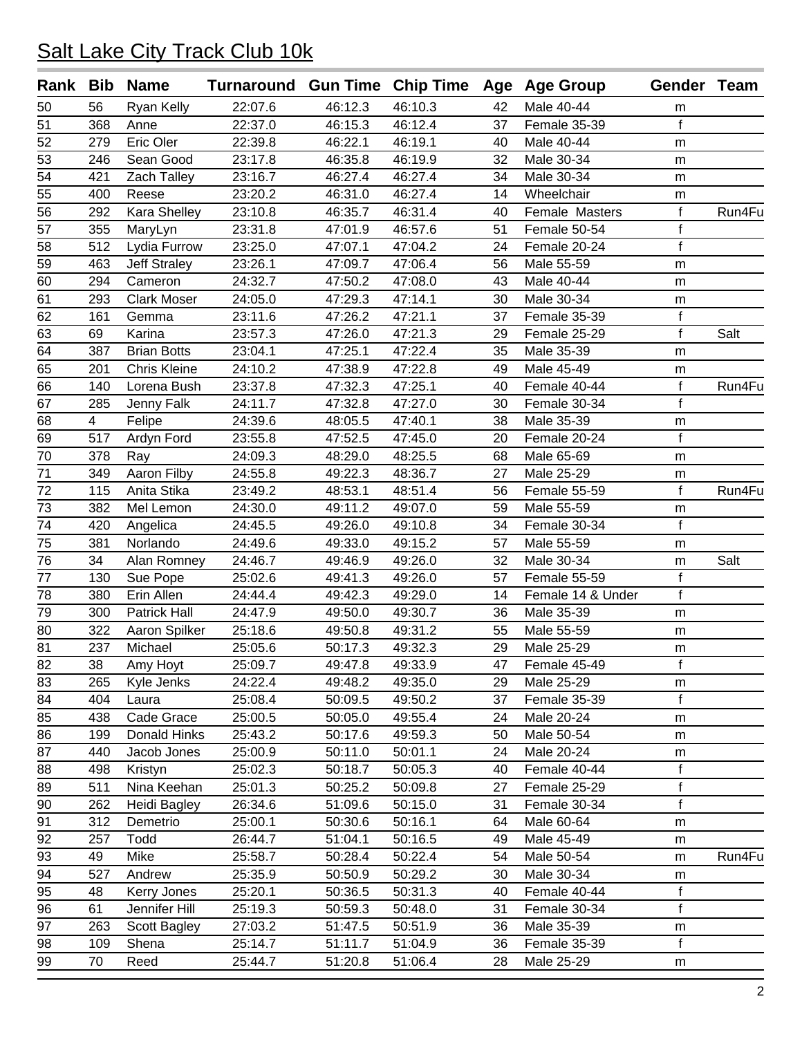# Salt Lake City Track Club 10k

| Rank | Bib | Name | Turnaround | Gun Time | Chip Time | Age | Age Group | Gender | Team |
|---|---|---|---|---|---|---|---|---|---|
| 50 | 56 | Ryan Kelly | 22:07.6 | 46:12.3 | 46:10.3 | 42 | Male 40-44 | m | |
| 51 | 368 | Anne | 22:37.0 | 46:15.3 | 46:12.4 | 37 | Female 35-39 | f | |
| 52 | 279 | Eric Oler | 22:39.8 | 46:22.1 | 46:19.1 | 40 | Male 40-44 | m | |
| 53 | 246 | Sean Good | 23:17.8 | 46:35.8 | 46:19.9 | 32 | Male 30-34 | m | |
| 54 | 421 | Zach Talley | 23:16.7 | 46:27.4 | 46:27.4 | 34 | Male 30-34 | m | |
| 55 | 400 | Reese | 23:20.2 | 46:31.0 | 46:27.4 | 14 | Wheelchair | m | |
| 56 | 292 | Kara Shelley | 23:10.8 | 46:35.7 | 46:31.4 | 40 | Female Masters | f | Run4Fu |
| 57 | 355 | MaryLyn | 23:31.8 | 47:01.9 | 46:57.6 | 51 | Female 50-54 | f | |
| 58 | 512 | Lydia Furrow | 23:25.0 | 47:07.1 | 47:04.2 | 24 | Female 20-24 | f | |
| 59 | 463 | Jeff Straley | 23:26.1 | 47:09.7 | 47:06.4 | 56 | Male 55-59 | m | |
| 60 | 294 | Cameron | 24:32.7 | 47:50.2 | 47:08.0 | 43 | Male 40-44 | m | |
| 61 | 293 | Clark Moser | 24:05.0 | 47:29.3 | 47:14.1 | 30 | Male 30-34 | m | |
| 62 | 161 | Gemma | 23:11.6 | 47:26.2 | 47:21.1 | 37 | Female 35-39 | f | |
| 63 | 69 | Karina | 23:57.3 | 47:26.0 | 47:21.3 | 29 | Female 25-29 | f | Salt |
| 64 | 387 | Brian Botts | 23:04.1 | 47:25.1 | 47:22.4 | 35 | Male 35-39 | m | |
| 65 | 201 | Chris Kleine | 24:10.2 | 47:38.9 | 47:22.8 | 49 | Male 45-49 | m | |
| 66 | 140 | Lorena Bush | 23:37.8 | 47:32.3 | 47:25.1 | 40 | Female 40-44 | f | Run4Fu |
| 67 | 285 | Jenny Falk | 24:11.7 | 47:32.8 | 47:27.0 | 30 | Female 30-34 | f | |
| 68 | 4 | Felipe | 24:39.6 | 48:05.5 | 47:40.1 | 38 | Male 35-39 | m | |
| 69 | 517 | Ardyn Ford | 23:55.8 | 47:52.5 | 47:45.0 | 20 | Female 20-24 | f | |
| 70 | 378 | Ray | 24:09.3 | 48:29.0 | 48:25.5 | 68 | Male 65-69 | m | |
| 71 | 349 | Aaron Filby | 24:55.8 | 49:22.3 | 48:36.7 | 27 | Male 25-29 | m | |
| 72 | 115 | Anita Stika | 23:49.2 | 48:53.1 | 48:51.4 | 56 | Female 55-59 | f | Run4Fu |
| 73 | 382 | Mel Lemon | 24:30.0 | 49:11.2 | 49:07.0 | 59 | Male 55-59 | m | |
| 74 | 420 | Angelica | 24:45.5 | 49:26.0 | 49:10.8 | 34 | Female 30-34 | f | |
| 75 | 381 | Norlando | 24:49.6 | 49:33.0 | 49:15.2 | 57 | Male 55-59 | m | |
| 76 | 34 | Alan Romney | 24:46.7 | 49:46.9 | 49:26.0 | 32 | Male 30-34 | m | Salt |
| 77 | 130 | Sue Pope | 25:02.6 | 49:41.3 | 49:26.0 | 57 | Female 55-59 | f | |
| 78 | 380 | Erin Allen | 24:44.4 | 49:42.3 | 49:29.0 | 14 | Female 14 & Under | f | |
| 79 | 300 | Patrick Hall | 24:47.9 | 49:50.0 | 49:30.7 | 36 | Male 35-39 | m | |
| 80 | 322 | Aaron Spilker | 25:18.6 | 49:50.8 | 49:31.2 | 55 | Male 55-59 | m | |
| 81 | 237 | Michael | 25:05.6 | 50:17.3 | 49:32.3 | 29 | Male 25-29 | m | |
| 82 | 38 | Amy Hoyt | 25:09.7 | 49:47.8 | 49:33.9 | 47 | Female 45-49 | f | |
| 83 | 265 | Kyle Jenks | 24:22.4 | 49:48.2 | 49:35.0 | 29 | Male 25-29 | m | |
| 84 | 404 | Laura | 25:08.4 | 50:09.5 | 49:50.2 | 37 | Female 35-39 | f | |
| 85 | 438 | Cade Grace | 25:00.5 | 50:05.0 | 49:55.4 | 24 | Male 20-24 | m | |
| 86 | 199 | Donald Hinks | 25:43.2 | 50:17.6 | 49:59.3 | 50 | Male 50-54 | m | |
| 87 | 440 | Jacob Jones | 25:00.9 | 50:11.0 | 50:01.1 | 24 | Male 20-24 | m | |
| 88 | 498 | Kristyn | 25:02.3 | 50:18.7 | 50:05.3 | 40 | Female 40-44 | f | |
| 89 | 511 | Nina Keehan | 25:01.3 | 50:25.2 | 50:09.8 | 27 | Female 25-29 | f | |
| 90 | 262 | Heidi Bagley | 26:34.6 | 51:09.6 | 50:15.0 | 31 | Female 30-34 | f | |
| 91 | 312 | Demetrio | 25:00.1 | 50:30.6 | 50:16.1 | 64 | Male 60-64 | m | |
| 92 | 257 | Todd | 26:44.7 | 51:04.1 | 50:16.5 | 49 | Male 45-49 | m | |
| 93 | 49 | Mike | 25:58.7 | 50:28.4 | 50:22.4 | 54 | Male 50-54 | m | Run4Fu |
| 94 | 527 | Andrew | 25:35.9 | 50:50.9 | 50:29.2 | 30 | Male 30-34 | m | |
| 95 | 48 | Kerry Jones | 25:20.1 | 50:36.5 | 50:31.3 | 40 | Female 40-44 | f | |
| 96 | 61 | Jennifer Hill | 25:19.3 | 50:59.3 | 50:48.0 | 31 | Female 30-34 | f | |
| 97 | 263 | Scott Bagley | 27:03.2 | 51:47.5 | 50:51.9 | 36 | Male 35-39 | m | |
| 98 | 109 | Shena | 25:14.7 | 51:11.7 | 51:04.9 | 36 | Female 35-39 | f | |
| 99 | 70 | Reed | 25:44.7 | 51:20.8 | 51:06.4 | 28 | Male 25-29 | m | |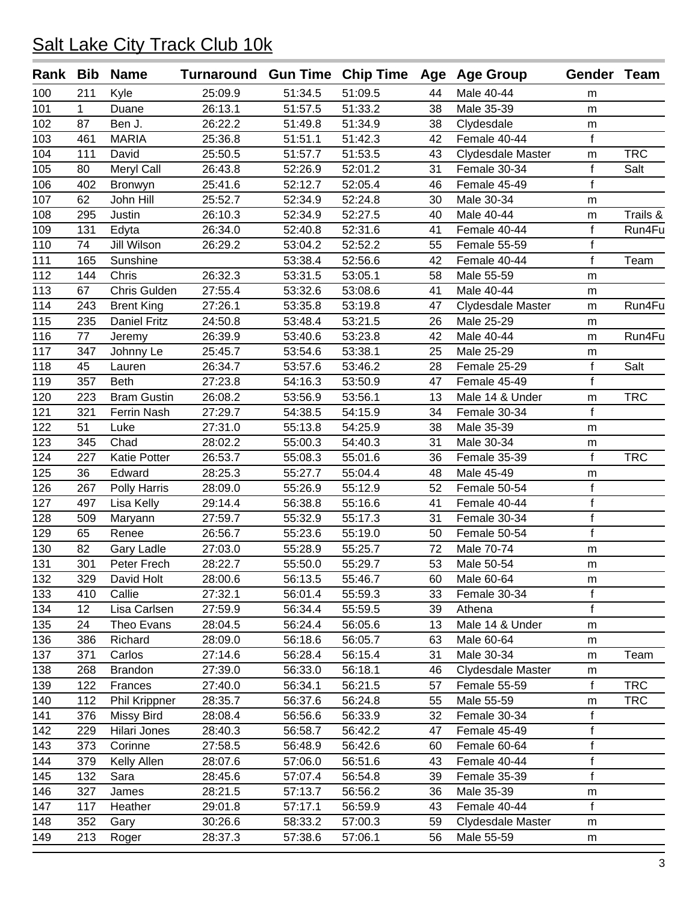# Salt Lake City Track Club 10k

| Rank | Bib | Name | Turnaround | Gun Time | Chip Time | Age | Age Group | Gender | Team |
|---|---|---|---|---|---|---|---|---|---|
| 100 | 211 | Kyle | 25:09.9 | 51:34.5 | 51:09.5 | 44 | Male 40-44 | m | |
| 101 | 1 | Duane | 26:13.1 | 51:57.5 | 51:33.2 | 38 | Male 35-39 | m | |
| 102 | 87 | Ben J. | 26:22.2 | 51:49.8 | 51:34.9 | 38 | Clydesdale | m | |
| 103 | 461 | MARIA | 25:36.8 | 51:51.1 | 51:42.3 | 42 | Female 40-44 | f | |
| 104 | 111 | David | 25:50.5 | 51:57.7 | 51:53.5 | 43 | Clydesdale Master | m | TRC |
| 105 | 80 | Meryl Call | 26:43.8 | 52:26.9 | 52:01.2 | 31 | Female 30-34 | f | Salt |
| 106 | 402 | Bronwyn | 25:41.6 | 52:12.7 | 52:05.4 | 46 | Female 45-49 | f | |
| 107 | 62 | John Hill | 25:52.7 | 52:34.9 | 52:24.8 | 30 | Male 30-34 | m | |
| 108 | 295 | Justin | 26:10.3 | 52:34.9 | 52:27.5 | 40 | Male 40-44 | m | Trails & |
| 109 | 131 | Edyta | 26:34.0 | 52:40.8 | 52:31.6 | 41 | Female 40-44 | f | Run4Fu |
| 110 | 74 | Jill Wilson | 26:29.2 | 53:04.2 | 52:52.2 | 55 | Female 55-59 | f | |
| 111 | 165 | Sunshine | | 53:38.4 | 52:56.6 | 42 | Female 40-44 | f | Team |
| 112 | 144 | Chris | 26:32.3 | 53:31.5 | 53:05.1 | 58 | Male 55-59 | m | |
| 113 | 67 | Chris Gulden | 27:55.4 | 53:32.6 | 53:08.6 | 41 | Male 40-44 | m | |
| 114 | 243 | Brent King | 27:26.1 | 53:35.8 | 53:19.8 | 47 | Clydesdale Master | m | Run4Fu |
| 115 | 235 | Daniel Fritz | 24:50.8 | 53:48.4 | 53:21.5 | 26 | Male 25-29 | m | |
| 116 | 77 | Jeremy | 26:39.9 | 53:40.6 | 53:23.8 | 42 | Male 40-44 | m | Run4Fu |
| 117 | 347 | Johnny Le | 25:45.7 | 53:54.6 | 53:38.1 | 25 | Male 25-29 | m | |
| 118 | 45 | Lauren | 26:34.7 | 53:57.6 | 53:46.2 | 28 | Female 25-29 | f | Salt |
| 119 | 357 | Beth | 27:23.8 | 54:16.3 | 53:50.9 | 47 | Female 45-49 | f | |
| 120 | 223 | Bram Gustin | 26:08.2 | 53:56.9 | 53:56.1 | 13 | Male 14 & Under | m | TRC |
| 121 | 321 | Ferrin Nash | 27:29.7 | 54:38.5 | 54:15.9 | 34 | Female 30-34 | f | |
| 122 | 51 | Luke | 27:31.0 | 55:13.8 | 54:25.9 | 38 | Male 35-39 | m | |
| 123 | 345 | Chad | 28:02.2 | 55:00.3 | 54:40.3 | 31 | Male 30-34 | m | |
| 124 | 227 | Katie Potter | 26:53.7 | 55:08.3 | 55:01.6 | 36 | Female 35-39 | f | TRC |
| 125 | 36 | Edward | 28:25.3 | 55:27.7 | 55:04.4 | 48 | Male 45-49 | m | |
| 126 | 267 | Polly Harris | 28:09.0 | 55:26.9 | 55:12.9 | 52 | Female 50-54 | f | |
| 127 | 497 | Lisa Kelly | 29:14.4 | 56:38.8 | 55:16.6 | 41 | Female 40-44 | f | |
| 128 | 509 | Maryann | 27:59.7 | 55:32.9 | 55:17.3 | 31 | Female 30-34 | f | |
| 129 | 65 | Renee | 26:56.7 | 55:23.6 | 55:19.0 | 50 | Female 50-54 | f | |
| 130 | 82 | Gary Ladle | 27:03.0 | 55:28.9 | 55:25.7 | 72 | Male 70-74 | m | |
| 131 | 301 | Peter Frech | 28:22.7 | 55:50.0 | 55:29.7 | 53 | Male 50-54 | m | |
| 132 | 329 | David Holt | 28:00.6 | 56:13.5 | 55:46.7 | 60 | Male 60-64 | m | |
| 133 | 410 | Callie | 27:32.1 | 56:01.4 | 55:59.3 | 33 | Female 30-34 | f | |
| 134 | 12 | Lisa Carlsen | 27:59.9 | 56:34.4 | 55:59.5 | 39 | Athena | f | |
| 135 | 24 | Theo Evans | 28:04.5 | 56:24.4 | 56:05.6 | 13 | Male 14 & Under | m | |
| 136 | 386 | Richard | 28:09.0 | 56:18.6 | 56:05.7 | 63 | Male 60-64 | m | |
| 137 | 371 | Carlos | 27:14.6 | 56:28.4 | 56:15.4 | 31 | Male 30-34 | m | Team |
| 138 | 268 | Brandon | 27:39.0 | 56:33.0 | 56:18.1 | 46 | Clydesdale Master | m | |
| 139 | 122 | Frances | 27:40.0 | 56:34.1 | 56:21.5 | 57 | Female 55-59 | f | TRC |
| 140 | 112 | Phil Krippner | 28:35.7 | 56:37.6 | 56:24.8 | 55 | Male 55-59 | m | TRC |
| 141 | 376 | Missy Bird | 28:08.4 | 56:56.6 | 56:33.9 | 32 | Female 30-34 | f | |
| 142 | 229 | Hilari Jones | 28:40.3 | 56:58.7 | 56:42.2 | 47 | Female 45-49 | f | |
| 143 | 373 | Corinne | 27:58.5 | 56:48.9 | 56:42.6 | 60 | Female 60-64 | f | |
| 144 | 379 | Kelly Allen | 28:07.6 | 57:06.0 | 56:51.6 | 43 | Female 40-44 | f | |
| 145 | 132 | Sara | 28:45.6 | 57:07.4 | 56:54.8 | 39 | Female 35-39 | f | |
| 146 | 327 | James | 28:21.5 | 57:13.7 | 56:56.2 | 36 | Male 35-39 | m | |
| 147 | 117 | Heather | 29:01.8 | 57:17.1 | 56:59.9 | 43 | Female 40-44 | f | |
| 148 | 352 | Gary | 30:26.6 | 58:33.2 | 57:00.3 | 59 | Clydesdale Master | m | |
| 149 | 213 | Roger | 28:37.3 | 57:38.6 | 57:06.1 | 56 | Male 55-59 | m | |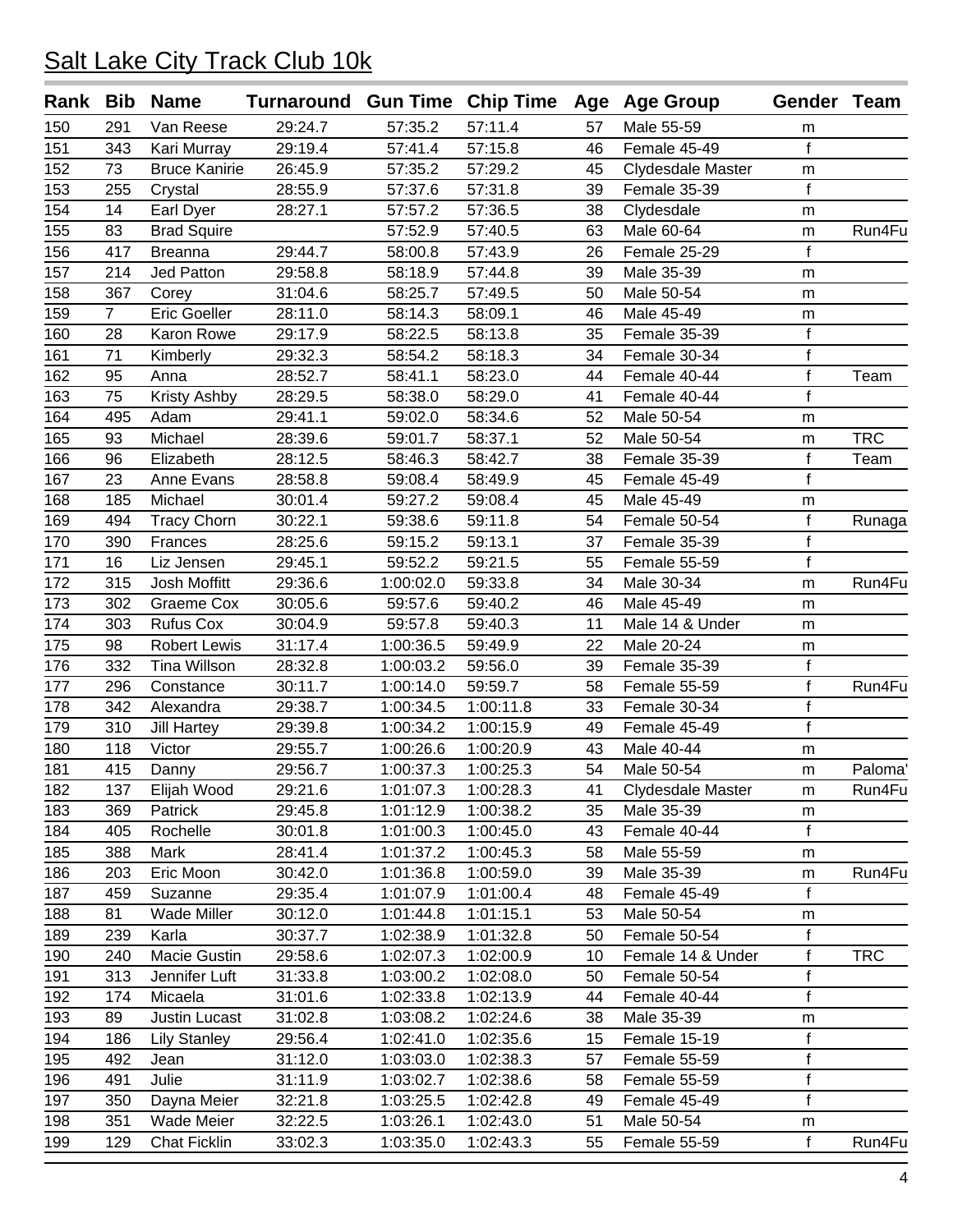## Salt Lake City Track Club 10k

| Rank | Bib | Name | Turnaround | Gun Time | Chip Time | Age | Age Group | Gender | Team |
|---|---|---|---|---|---|---|---|---|---|
| 150 | 291 | Van Reese | 29:24.7 | 57:35.2 | 57:11.4 | 57 | Male 55-59 | m | |
| 151 | 343 | Kari Murray | 29:19.4 | 57:41.4 | 57:15.8 | 46 | Female 45-49 | f | |
| 152 | 73 | Bruce Kanirie | 26:45.9 | 57:35.2 | 57:29.2 | 45 | Clydesdale Master | m | |
| 153 | 255 | Crystal | 28:55.9 | 57:37.6 | 57:31.8 | 39 | Female 35-39 | f | |
| 154 | 14 | Earl Dyer | 28:27.1 | 57:57.2 | 57:36.5 | 38 | Clydesdale | m | |
| 155 | 83 | Brad Squire | | 57:52.9 | 57:40.5 | 63 | Male 60-64 | m | Run4Fu |
| 156 | 417 | Breanna | 29:44.7 | 58:00.8 | 57:43.9 | 26 | Female 25-29 | f | |
| 157 | 214 | Jed Patton | 29:58.8 | 58:18.9 | 57:44.8 | 39 | Male 35-39 | m | |
| 158 | 367 | Corey | 31:04.6 | 58:25.7 | 57:49.5 | 50 | Male 50-54 | m | |
| 159 | 7 | Eric Goeller | 28:11.0 | 58:14.3 | 58:09.1 | 46 | Male 45-49 | m | |
| 160 | 28 | Karon Rowe | 29:17.9 | 58:22.5 | 58:13.8 | 35 | Female 35-39 | f | |
| 161 | 71 | Kimberly | 29:32.3 | 58:54.2 | 58:18.3 | 34 | Female 30-34 | f | |
| 162 | 95 | Anna | 28:52.7 | 58:41.1 | 58:23.0 | 44 | Female 40-44 | f | Team |
| 163 | 75 | Kristy Ashby | 28:29.5 | 58:38.0 | 58:29.0 | 41 | Female 40-44 | f | |
| 164 | 495 | Adam | 29:41.1 | 59:02.0 | 58:34.6 | 52 | Male 50-54 | m | |
| 165 | 93 | Michael | 28:39.6 | 59:01.7 | 58:37.1 | 52 | Male 50-54 | m | TRC |
| 166 | 96 | Elizabeth | 28:12.5 | 58:46.3 | 58:42.7 | 38 | Female 35-39 | f | Team |
| 167 | 23 | Anne Evans | 28:58.8 | 59:08.4 | 58:49.9 | 45 | Female 45-49 | f | |
| 168 | 185 | Michael | 30:01.4 | 59:27.2 | 59:08.4 | 45 | Male 45-49 | m | |
| 169 | 494 | Tracy Chorn | 30:22.1 | 59:38.6 | 59:11.8 | 54 | Female 50-54 | f | Runaga |
| 170 | 390 | Frances | 28:25.6 | 59:15.2 | 59:13.1 | 37 | Female 35-39 | f | |
| 171 | 16 | Liz Jensen | 29:45.1 | 59:52.2 | 59:21.5 | 55 | Female 55-59 | f | |
| 172 | 315 | Josh Moffitt | 29:36.6 | 1:00:02.0 | 59:33.8 | 34 | Male 30-34 | m | Run4Fu |
| 173 | 302 | Graeme Cox | 30:05.6 | 59:57.6 | 59:40.2 | 46 | Male 45-49 | m | |
| 174 | 303 | Rufus Cox | 30:04.9 | 59:57.8 | 59:40.3 | 11 | Male 14 & Under | m | |
| 175 | 98 | Robert Lewis | 31:17.4 | 1:00:36.5 | 59:49.9 | 22 | Male 20-24 | m | |
| 176 | 332 | Tina Willson | 28:32.8 | 1:00:03.2 | 59:56.0 | 39 | Female 35-39 | f | |
| 177 | 296 | Constance | 30:11.7 | 1:00:14.0 | 59:59.7 | 58 | Female 55-59 | f | Run4Fu |
| 178 | 342 | Alexandra | 29:38.7 | 1:00:34.5 | 1:00:11.8 | 33 | Female 30-34 | f | |
| 179 | 310 | Jill Hartey | 29:39.8 | 1:00:34.2 | 1:00:15.9 | 49 | Female 45-49 | f | |
| 180 | 118 | Victor | 29:55.7 | 1:00:26.6 | 1:00:20.9 | 43 | Male 40-44 | m | |
| 181 | 415 | Danny | 29:56.7 | 1:00:37.3 | 1:00:25.3 | 54 | Male 50-54 | m | Paloma' |
| 182 | 137 | Elijah Wood | 29:21.6 | 1:01:07.3 | 1:00:28.3 | 41 | Clydesdale Master | m | Run4Fu |
| 183 | 369 | Patrick | 29:45.8 | 1:01:12.9 | 1:00:38.2 | 35 | Male 35-39 | m | |
| 184 | 405 | Rochelle | 30:01.8 | 1:01:00.3 | 1:00:45.0 | 43 | Female 40-44 | f | |
| 185 | 388 | Mark | 28:41.4 | 1:01:37.2 | 1:00:45.3 | 58 | Male 55-59 | m | |
| 186 | 203 | Eric Moon | 30:42.0 | 1:01:36.8 | 1:00:59.0 | 39 | Male 35-39 | m | Run4Fu |
| 187 | 459 | Suzanne | 29:35.4 | 1:01:07.9 | 1:01:00.4 | 48 | Female 45-49 | f | |
| 188 | 81 | Wade Miller | 30:12.0 | 1:01:44.8 | 1:01:15.1 | 53 | Male 50-54 | m | |
| 189 | 239 | Karla | 30:37.7 | 1:02:38.9 | 1:01:32.8 | 50 | Female 50-54 | f | |
| 190 | 240 | Macie Gustin | 29:58.6 | 1:02:07.3 | 1:02:00.9 | 10 | Female 14 & Under | f | TRC |
| 191 | 313 | Jennifer Luft | 31:33.8 | 1:03:00.2 | 1:02:08.0 | 50 | Female 50-54 | f | |
| 192 | 174 | Micaela | 31:01.6 | 1:02:33.8 | 1:02:13.9 | 44 | Female 40-44 | f | |
| 193 | 89 | Justin Lucast | 31:02.8 | 1:03:08.2 | 1:02:24.6 | 38 | Male 35-39 | m | |
| 194 | 186 | Lily Stanley | 29:56.4 | 1:02:41.0 | 1:02:35.6 | 15 | Female 15-19 | f | |
| 195 | 492 | Jean | 31:12.0 | 1:03:03.0 | 1:02:38.3 | 57 | Female 55-59 | f | |
| 196 | 491 | Julie | 31:11.9 | 1:03:02.7 | 1:02:38.6 | 58 | Female 55-59 | f | |
| 197 | 350 | Dayna Meier | 32:21.8 | 1:03:25.5 | 1:02:42.8 | 49 | Female 45-49 | f | |
| 198 | 351 | Wade Meier | 32:22.5 | 1:03:26.1 | 1:02:43.0 | 51 | Male 50-54 | m | |
| 199 | 129 | Chat Ficklin | 33:02.3 | 1:03:35.0 | 1:02:43.3 | 55 | Female 55-59 | f | Run4Fu |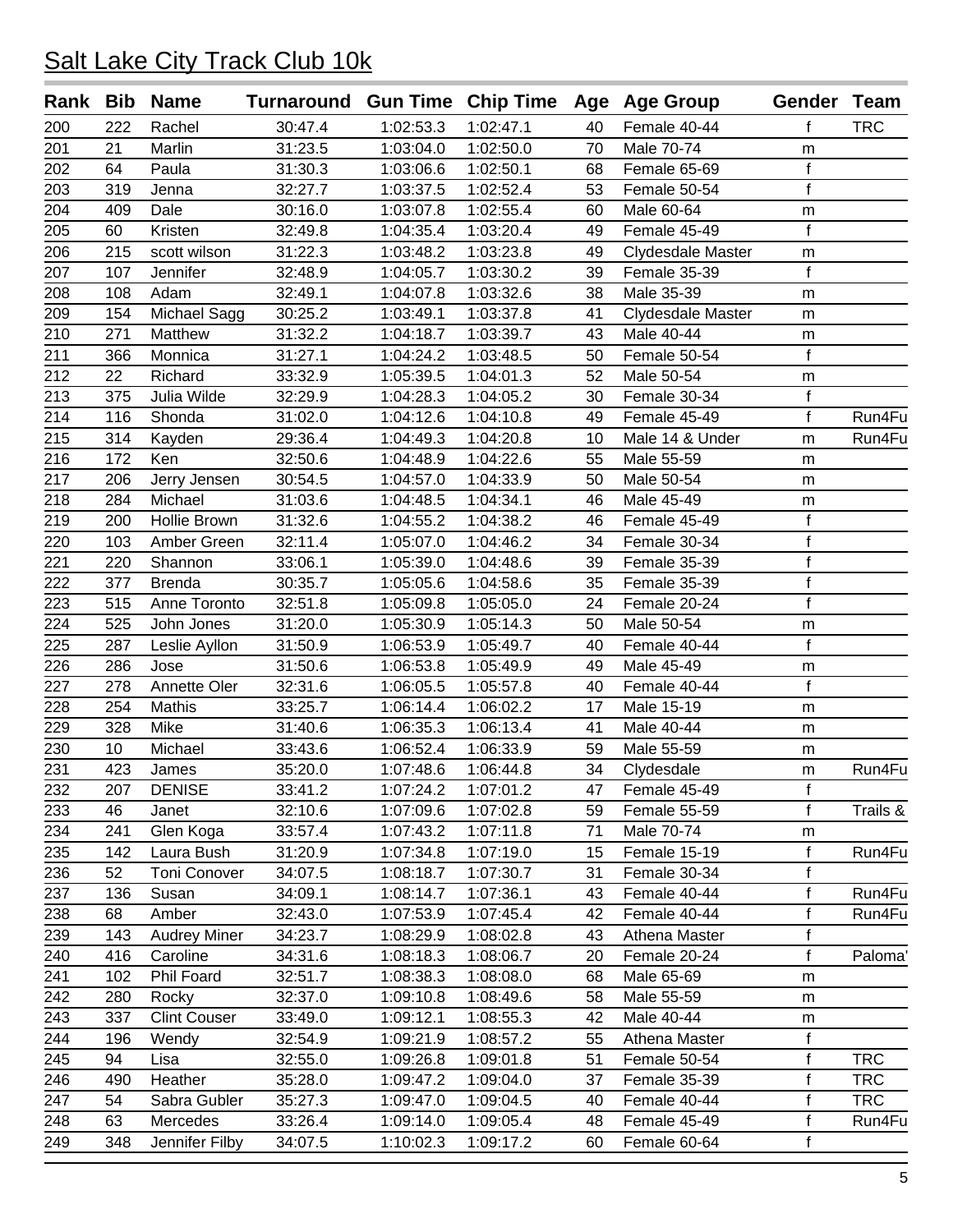# Salt Lake City Track Club 10k

| Rank | Bib | Name | Turnaround | Gun Time | Chip Time | Age | Age Group | Gender | Team |
|---|---|---|---|---|---|---|---|---|---|
| 200 | 222 | Rachel | 30:47.4 | 1:02:53.3 | 1:02:47.1 | 40 | Female 40-44 | f | TRC |
| 201 | 21 | Marlin | 31:23.5 | 1:03:04.0 | 1:02:50.0 | 70 | Male 70-74 | m | |
| 202 | 64 | Paula | 31:30.3 | 1:03:06.6 | 1:02:50.1 | 68 | Female 65-69 | f | |
| 203 | 319 | Jenna | 32:27.7 | 1:03:37.5 | 1:02:52.4 | 53 | Female 50-54 | f | |
| 204 | 409 | Dale | 30:16.0 | 1:03:07.8 | 1:02:55.4 | 60 | Male 60-64 | m | |
| 205 | 60 | Kristen | 32:49.8 | 1:04:35.4 | 1:03:20.4 | 49 | Female 45-49 | f | |
| 206 | 215 | scott wilson | 31:22.3 | 1:03:48.2 | 1:03:23.8 | 49 | Clydesdale Master | m | |
| 207 | 107 | Jennifer | 32:48.9 | 1:04:05.7 | 1:03:30.2 | 39 | Female 35-39 | f | |
| 208 | 108 | Adam | 32:49.1 | 1:04:07.8 | 1:03:32.6 | 38 | Male 35-39 | m | |
| 209 | 154 | Michael Sagg | 30:25.2 | 1:03:49.1 | 1:03:37.8 | 41 | Clydesdale Master | m | |
| 210 | 271 | Matthew | 31:32.2 | 1:04:18.7 | 1:03:39.7 | 43 | Male 40-44 | m | |
| 211 | 366 | Monnica | 31:27.1 | 1:04:24.2 | 1:03:48.5 | 50 | Female 50-54 | f | |
| 212 | 22 | Richard | 33:32.9 | 1:05:39.5 | 1:04:01.3 | 52 | Male 50-54 | m | |
| 213 | 375 | Julia Wilde | 32:29.9 | 1:04:28.3 | 1:04:05.2 | 30 | Female 30-34 | f | |
| 214 | 116 | Shonda | 31:02.0 | 1:04:12.6 | 1:04:10.8 | 49 | Female 45-49 | f | Run4Fu |
| 215 | 314 | Kayden | 29:36.4 | 1:04:49.3 | 1:04:20.8 | 10 | Male 14 & Under | m | Run4Fu |
| 216 | 172 | Ken | 32:50.6 | 1:04:48.9 | 1:04:22.6 | 55 | Male 55-59 | m | |
| 217 | 206 | Jerry Jensen | 30:54.5 | 1:04:57.0 | 1:04:33.9 | 50 | Male 50-54 | m | |
| 218 | 284 | Michael | 31:03.6 | 1:04:48.5 | 1:04:34.1 | 46 | Male 45-49 | m | |
| 219 | 200 | Hollie Brown | 31:32.6 | 1:04:55.2 | 1:04:38.2 | 46 | Female 45-49 | f | |
| 220 | 103 | Amber Green | 32:11.4 | 1:05:07.0 | 1:04:46.2 | 34 | Female 30-34 | f | |
| 221 | 220 | Shannon | 33:06.1 | 1:05:39.0 | 1:04:48.6 | 39 | Female 35-39 | f | |
| 222 | 377 | Brenda | 30:35.7 | 1:05:05.6 | 1:04:58.6 | 35 | Female 35-39 | f | |
| 223 | 515 | Anne Toronto | 32:51.8 | 1:05:09.8 | 1:05:05.0 | 24 | Female 20-24 | f | |
| 224 | 525 | John Jones | 31:20.0 | 1:05:30.9 | 1:05:14.3 | 50 | Male 50-54 | m | |
| 225 | 287 | Leslie Ayllon | 31:50.9 | 1:06:53.9 | 1:05:49.7 | 40 | Female 40-44 | f | |
| 226 | 286 | Jose | 31:50.6 | 1:06:53.8 | 1:05:49.9 | 49 | Male 45-49 | m | |
| 227 | 278 | Annette Oler | 32:31.6 | 1:06:05.5 | 1:05:57.8 | 40 | Female 40-44 | f | |
| 228 | 254 | Mathis | 33:25.7 | 1:06:14.4 | 1:06:02.2 | 17 | Male 15-19 | m | |
| 229 | 328 | Mike | 31:40.6 | 1:06:35.3 | 1:06:13.4 | 41 | Male 40-44 | m | |
| 230 | 10 | Michael | 33:43.6 | 1:06:52.4 | 1:06:33.9 | 59 | Male 55-59 | m | |
| 231 | 423 | James | 35:20.0 | 1:07:48.6 | 1:06:44.8 | 34 | Clydesdale | m | Run4Fu |
| 232 | 207 | DENISE | 33:41.2 | 1:07:24.2 | 1:07:01.2 | 47 | Female 45-49 | f | |
| 233 | 46 | Janet | 32:10.6 | 1:07:09.6 | 1:07:02.8 | 59 | Female 55-59 | f | Trails & |
| 234 | 241 | Glen Koga | 33:57.4 | 1:07:43.2 | 1:07:11.8 | 71 | Male 70-74 | m | |
| 235 | 142 | Laura Bush | 31:20.9 | 1:07:34.8 | 1:07:19.0 | 15 | Female 15-19 | f | Run4Fu |
| 236 | 52 | Toni Conover | 34:07.5 | 1:08:18.7 | 1:07:30.7 | 31 | Female 30-34 | f | |
| 237 | 136 | Susan | 34:09.1 | 1:08:14.7 | 1:07:36.1 | 43 | Female 40-44 | f | Run4Fu |
| 238 | 68 | Amber | 32:43.0 | 1:07:53.9 | 1:07:45.4 | 42 | Female 40-44 | f | Run4Fu |
| 239 | 143 | Audrey Miner | 34:23.7 | 1:08:29.9 | 1:08:02.8 | 43 | Athena Master | f | |
| 240 | 416 | Caroline | 34:31.6 | 1:08:18.3 | 1:08:06.7 | 20 | Female 20-24 | f | Paloma' |
| 241 | 102 | Phil Foard | 32:51.7 | 1:08:38.3 | 1:08:08.0 | 68 | Male 65-69 | m | |
| 242 | 280 | Rocky | 32:37.0 | 1:09:10.8 | 1:08:49.6 | 58 | Male 55-59 | m | |
| 243 | 337 | Clint Couser | 33:49.0 | 1:09:12.1 | 1:08:55.3 | 42 | Male 40-44 | m | |
| 244 | 196 | Wendy | 32:54.9 | 1:09:21.9 | 1:08:57.2 | 55 | Athena Master | f | |
| 245 | 94 | Lisa | 32:55.0 | 1:09:26.8 | 1:09:01.8 | 51 | Female 50-54 | f | TRC |
| 246 | 490 | Heather | 35:28.0 | 1:09:47.2 | 1:09:04.0 | 37 | Female 35-39 | f | TRC |
| 247 | 54 | Sabra Gubler | 35:27.3 | 1:09:47.0 | 1:09:04.5 | 40 | Female 40-44 | f | TRC |
| 248 | 63 | Mercedes | 33:26.4 | 1:09:14.0 | 1:09:05.4 | 48 | Female 45-49 | f | Run4Fu |
| 249 | 348 | Jennifer Filby | 34:07.5 | 1:10:02.3 | 1:09:17.2 | 60 | Female 60-64 | f | |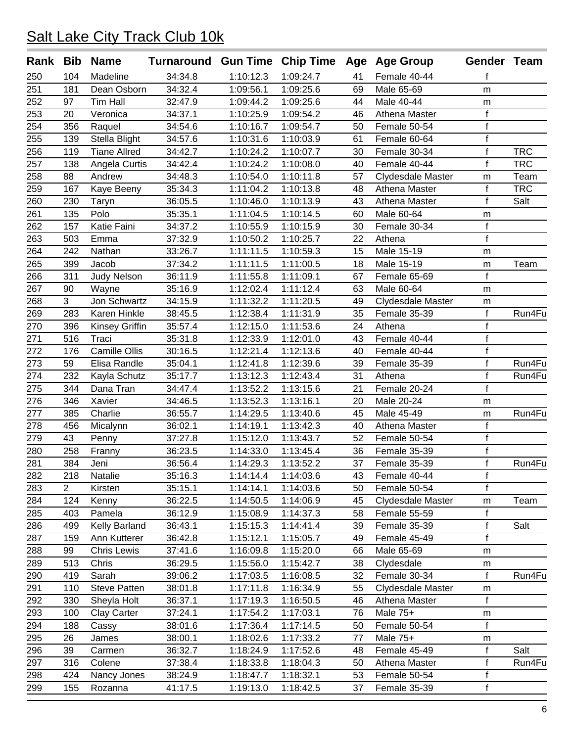# Salt Lake City Track Club 10k

| Rank | Bib | Name | Turnaround | Gun Time | Chip Time | Age | Age Group | Gender | Team |
|---|---|---|---|---|---|---|---|---|---|
| 250 | 104 | Madeline | 34:34.8 | 1:10:12.3 | 1:09:24.7 | 41 | Female 40-44 | f | |
| 251 | 181 | Dean Osborn | 34:32.4 | 1:09:56.1 | 1:09:25.6 | 69 | Male 65-69 | m | |
| 252 | 97 | Tim Hall | 32:47.9 | 1:09:44.2 | 1:09:25.6 | 44 | Male 40-44 | m | |
| 253 | 20 | Veronica | 34:37.1 | 1:10:25.9 | 1:09:54.2 | 46 | Athena Master | f | |
| 254 | 356 | Raquel | 34:54.6 | 1:10:16.7 | 1:09:54.7 | 50 | Female 50-54 | f | |
| 255 | 139 | Stella Blight | 34:57.6 | 1:10:31.6 | 1:10:03.9 | 61 | Female 60-64 | f | |
| 256 | 119 | Tiane Allred | 34:42.7 | 1:10:24.2 | 1:10:07.7 | 30 | Female 30-34 | f | TRC |
| 257 | 138 | Angela Curtis | 34:42.4 | 1:10:24.2 | 1:10:08.0 | 40 | Female 40-44 | f | TRC |
| 258 | 88 | Andrew | 34:48.3 | 1:10:54.0 | 1:10:11.8 | 57 | Clydesdale Master | m | Team |
| 259 | 167 | Kaye Beeny | 35:34.3 | 1:11:04.2 | 1:10:13.8 | 48 | Athena Master | f | TRC |
| 260 | 230 | Taryn | 36:05.5 | 1:10:46.0 | 1:10:13.9 | 43 | Athena Master | f | Salt |
| 261 | 135 | Polo | 35:35.1 | 1:11:04.5 | 1:10:14.5 | 60 | Male 60-64 | m | |
| 262 | 157 | Katie Faini | 34:37.2 | 1:10:55.9 | 1:10:15.9 | 30 | Female 30-34 | f | |
| 263 | 503 | Emma | 37:32.9 | 1:10:50.2 | 1:10:25.7 | 22 | Athena | f | |
| 264 | 242 | Nathan | 33:26.7 | 1:11:11.5 | 1:10:59.3 | 15 | Male 15-19 | m | |
| 265 | 399 | Jacob | 37:34.2 | 1:11:11.5 | 1:11:00.5 | 18 | Male 15-19 | m | Team |
| 266 | 311 | Judy Nelson | 36:11.9 | 1:11:55.8 | 1:11:09.1 | 67 | Female 65-69 | f | |
| 267 | 90 | Wayne | 35:16.9 | 1:12:02.4 | 1:11:12.4 | 63 | Male 60-64 | m | |
| 268 | 3 | Jon Schwartz | 34:15.9 | 1:11:32.2 | 1:11:20.5 | 49 | Clydesdale Master | m | |
| 269 | 283 | Karen Hinkle | 38:45.5 | 1:12:38.4 | 1:11:31.9 | 35 | Female 35-39 | f | Run4Fu |
| 270 | 396 | Kinsey Griffin | 35:57.4 | 1:12:15.0 | 1:11:53.6 | 24 | Athena | f | |
| 271 | 516 | Traci | 35:31.8 | 1:12:33.9 | 1:12:01.0 | 43 | Female 40-44 | f | |
| 272 | 176 | Camille Ollis | 30:16.5 | 1:12:21.4 | 1:12:13.6 | 40 | Female 40-44 | f | |
| 273 | 59 | Elisa Randle | 35:04.1 | 1:12:41.8 | 1:12:39.6 | 39 | Female 35-39 | f | Run4Fu |
| 274 | 232 | Kayla Schutz | 35:17.7 | 1:13:12.3 | 1:12:43.4 | 31 | Athena | f | Run4Fu |
| 275 | 344 | Dana Tran | 34:47.4 | 1:13:52.2 | 1:13:15.6 | 21 | Female 20-24 | f | |
| 276 | 346 | Xavier | 34:46.5 | 1:13:52.3 | 1:13:16.1 | 20 | Male 20-24 | m | |
| 277 | 385 | Charlie | 36:55.7 | 1:14:29.5 | 1:13:40.6 | 45 | Male 45-49 | m | Run4Fu |
| 278 | 456 | Micalynn | 36:02.1 | 1:14:19.1 | 1:13:42.3 | 40 | Athena Master | f | |
| 279 | 43 | Penny | 37:27.8 | 1:15:12.0 | 1:13:43.7 | 52 | Female 50-54 | f | |
| 280 | 258 | Franny | 36:23.5 | 1:14:33.0 | 1:13:45.4 | 36 | Female 35-39 | f | |
| 281 | 384 | Jeni | 36:56.4 | 1:14:29.3 | 1:13:52.2 | 37 | Female 35-39 | f | Run4Fu |
| 282 | 218 | Natalie | 35:16.3 | 1:14:14.4 | 1:14:03.6 | 43 | Female 40-44 | f | |
| 283 | 2 | Kirsten | 35:15.1 | 1:14:14.1 | 1:14:03.6 | 50 | Female 50-54 | f | |
| 284 | 124 | Kenny | 36:22.5 | 1:14:50.5 | 1:14:06.9 | 45 | Clydesdale Master | m | Team |
| 285 | 403 | Pamela | 36:12.9 | 1:15:08.9 | 1:14:37.3 | 58 | Female 55-59 | f | |
| 286 | 499 | Kelly Barland | 36:43.1 | 1:15:15.3 | 1:14:41.4 | 39 | Female 35-39 | f | Salt |
| 287 | 159 | Ann Kutterer | 36:42.8 | 1:15:12.1 | 1:15:05.7 | 49 | Female 45-49 | f | |
| 288 | 99 | Chris Lewis | 37:41.6 | 1:16:09.8 | 1:15:20.0 | 66 | Male 65-69 | m | |
| 289 | 513 | Chris | 36:29.5 | 1:15:56.0 | 1:15:42.7 | 38 | Clydesdale | m | |
| 290 | 419 | Sarah | 39:06.2 | 1:17:03.5 | 1:16:08.5 | 32 | Female 30-34 | f | Run4Fu |
| 291 | 110 | Steve Patten | 38:01.8 | 1:17:11.8 | 1:16:34.9 | 55 | Clydesdale Master | m | |
| 292 | 330 | Sheyla Holt | 36:37.1 | 1:17:19.3 | 1:16:50.5 | 46 | Athena Master | f | |
| 293 | 100 | Clay Carter | 37:24.1 | 1:17:54.2 | 1:17:03.1 | 76 | Male 75+ | m | |
| 294 | 188 | Cassy | 38:01.6 | 1:17:36.4 | 1:17:14.5 | 50 | Female 50-54 | f | |
| 295 | 26 | James | 38:00.1 | 1:18:02.6 | 1:17:33.2 | 77 | Male 75+ | m | |
| 296 | 39 | Carmen | 36:32.7 | 1:18:24.9 | 1:17:52.6 | 48 | Female 45-49 | f | Salt |
| 297 | 316 | Colene | 37:38.4 | 1:18:33.8 | 1:18:04.3 | 50 | Athena Master | f | Run4Fu |
| 298 | 424 | Nancy Jones | 38:24.9 | 1:18:47.7 | 1:18:32.1 | 53 | Female 50-54 | f | |
| 299 | 155 | Rozanna | 41:17.5 | 1:19:13.0 | 1:18:42.5 | 37 | Female 35-39 | f | |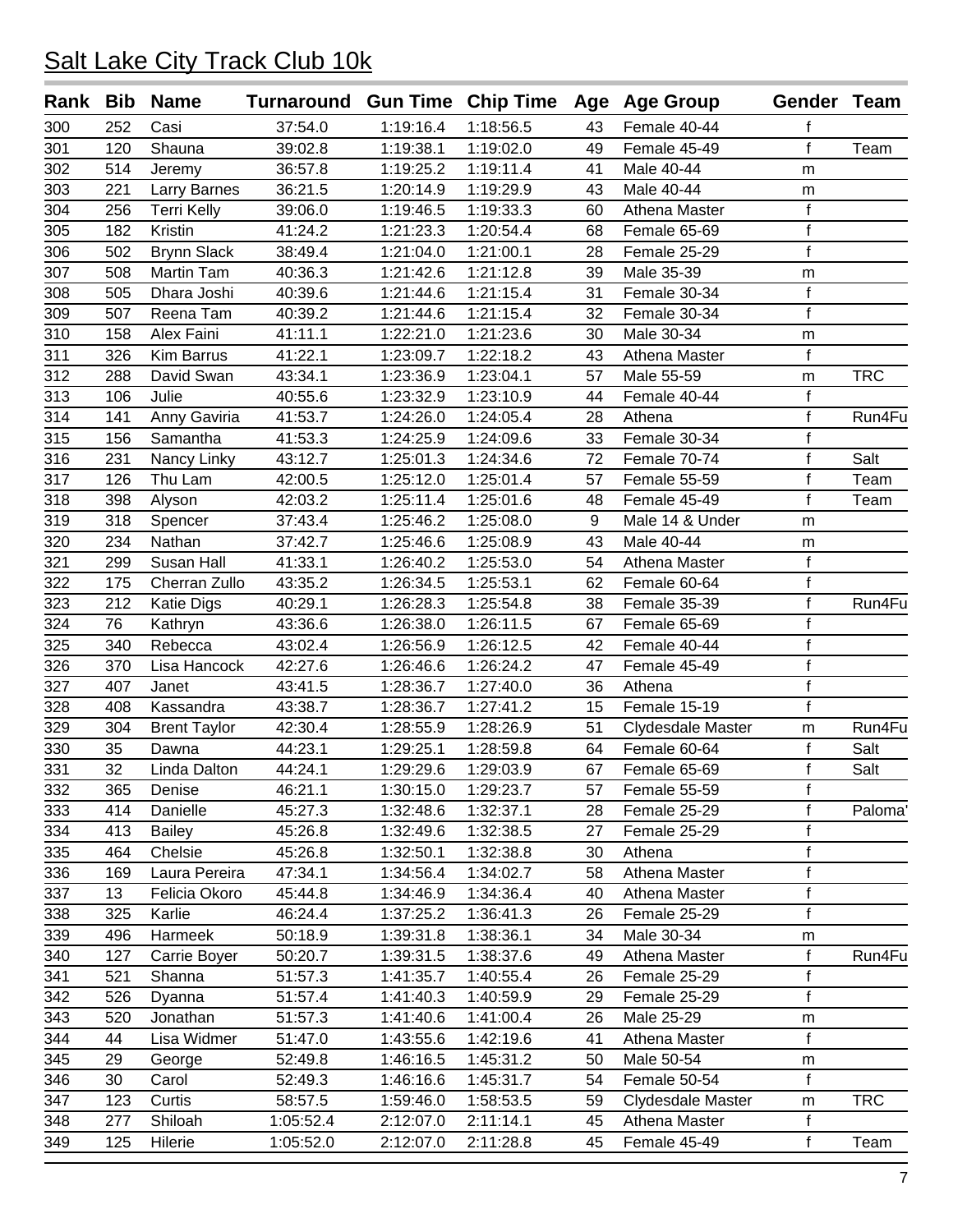# Salt Lake City Track Club 10k

| Rank | Bib | Name | Turnaround | Gun Time | Chip Time | Age | Age Group | Gender | Team |
|---|---|---|---|---|---|---|---|---|---|
| 300 | 252 | Casi | 37:54.0 | 1:19:16.4 | 1:18:56.5 | 43 | Female 40-44 | f | |
| 301 | 120 | Shauna | 39:02.8 | 1:19:38.1 | 1:19:02.0 | 49 | Female 45-49 | f | Team |
| 302 | 514 | Jeremy | 36:57.8 | 1:19:25.2 | 1:19:11.4 | 41 | Male 40-44 | m | |
| 303 | 221 | Larry Barnes | 36:21.5 | 1:20:14.9 | 1:19:29.9 | 43 | Male 40-44 | m | |
| 304 | 256 | Terri Kelly | 39:06.0 | 1:19:46.5 | 1:19:33.3 | 60 | Athena Master | f | |
| 305 | 182 | Kristin | 41:24.2 | 1:21:23.3 | 1:20:54.4 | 68 | Female 65-69 | f | |
| 306 | 502 | Brynn Slack | 38:49.4 | 1:21:04.0 | 1:21:00.1 | 28 | Female 25-29 | f | |
| 307 | 508 | Martin Tam | 40:36.3 | 1:21:42.6 | 1:21:12.8 | 39 | Male 35-39 | m | |
| 308 | 505 | Dhara Joshi | 40:39.6 | 1:21:44.6 | 1:21:15.4 | 31 | Female 30-34 | f | |
| 309 | 507 | Reena Tam | 40:39.2 | 1:21:44.6 | 1:21:15.4 | 32 | Female 30-34 | f | |
| 310 | 158 | Alex Faini | 41:11.1 | 1:22:21.0 | 1:21:23.6 | 30 | Male 30-34 | m | |
| 311 | 326 | Kim Barrus | 41:22.1 | 1:23:09.7 | 1:22:18.2 | 43 | Athena Master | f | |
| 312 | 288 | David Swan | 43:34.1 | 1:23:36.9 | 1:23:04.1 | 57 | Male 55-59 | m | TRC |
| 313 | 106 | Julie | 40:55.6 | 1:23:32.9 | 1:23:10.9 | 44 | Female 40-44 | f | |
| 314 | 141 | Anny Gaviria | 41:53.7 | 1:24:26.0 | 1:24:05.4 | 28 | Athena | f | Run4Fu |
| 315 | 156 | Samantha | 41:53.3 | 1:24:25.9 | 1:24:09.6 | 33 | Female 30-34 | f | |
| 316 | 231 | Nancy Linky | 43:12.7 | 1:25:01.3 | 1:24:34.6 | 72 | Female 70-74 | f | Salt |
| 317 | 126 | Thu Lam | 42:00.5 | 1:25:12.0 | 1:25:01.4 | 57 | Female 55-59 | f | Team |
| 318 | 398 | Alyson | 42:03.2 | 1:25:11.4 | 1:25:01.6 | 48 | Female 45-49 | f | Team |
| 319 | 318 | Spencer | 37:43.4 | 1:25:46.2 | 1:25:08.0 | 9 | Male 14 & Under | m | |
| 320 | 234 | Nathan | 37:42.7 | 1:25:46.6 | 1:25:08.9 | 43 | Male 40-44 | m | |
| 321 | 299 | Susan Hall | 41:33.1 | 1:26:40.2 | 1:25:53.0 | 54 | Athena Master | f | |
| 322 | 175 | Cherran Zullo | 43:35.2 | 1:26:34.5 | 1:25:53.1 | 62 | Female 60-64 | f | |
| 323 | 212 | Katie Digs | 40:29.1 | 1:26:28.3 | 1:25:54.8 | 38 | Female 35-39 | f | Run4Fu |
| 324 | 76 | Kathryn | 43:36.6 | 1:26:38.0 | 1:26:11.5 | 67 | Female 65-69 | f | |
| 325 | 340 | Rebecca | 43:02.4 | 1:26:56.9 | 1:26:12.5 | 42 | Female 40-44 | f | |
| 326 | 370 | Lisa Hancock | 42:27.6 | 1:26:46.6 | 1:26:24.2 | 47 | Female 45-49 | f | |
| 327 | 407 | Janet | 43:41.5 | 1:28:36.7 | 1:27:40.0 | 36 | Athena | f | |
| 328 | 408 | Kassandra | 43:38.7 | 1:28:36.7 | 1:27:41.2 | 15 | Female 15-19 | f | |
| 329 | 304 | Brent Taylor | 42:30.4 | 1:28:55.9 | 1:28:26.9 | 51 | Clydesdale Master | m | Run4Fu |
| 330 | 35 | Dawna | 44:23.1 | 1:29:25.1 | 1:28:59.8 | 64 | Female 60-64 | f | Salt |
| 331 | 32 | Linda Dalton | 44:24.1 | 1:29:29.6 | 1:29:03.9 | 67 | Female 65-69 | f | Salt |
| 332 | 365 | Denise | 46:21.1 | 1:30:15.0 | 1:29:23.7 | 57 | Female 55-59 | f | |
| 333 | 414 | Danielle | 45:27.3 | 1:32:48.6 | 1:32:37.1 | 28 | Female 25-29 | f | Paloma' |
| 334 | 413 | Bailey | 45:26.8 | 1:32:49.6 | 1:32:38.5 | 27 | Female 25-29 | f | |
| 335 | 464 | Chelsie | 45:26.8 | 1:32:50.1 | 1:32:38.8 | 30 | Athena | f | |
| 336 | 169 | Laura Pereira | 47:34.1 | 1:34:56.4 | 1:34:02.7 | 58 | Athena Master | f | |
| 337 | 13 | Felicia Okoro | 45:44.8 | 1:34:46.9 | 1:34:36.4 | 40 | Athena Master | f | |
| 338 | 325 | Karlie | 46:24.4 | 1:37:25.2 | 1:36:41.3 | 26 | Female 25-29 | f | |
| 339 | 496 | Harmeek | 50:18.9 | 1:39:31.8 | 1:38:36.1 | 34 | Male 30-34 | m | |
| 340 | 127 | Carrie Boyer | 50:20.7 | 1:39:31.5 | 1:38:37.6 | 49 | Athena Master | f | Run4Fu |
| 341 | 521 | Shanna | 51:57.3 | 1:41:35.7 | 1:40:55.4 | 26 | Female 25-29 | f | |
| 342 | 526 | Dyanna | 51:57.4 | 1:41:40.3 | 1:40:59.9 | 29 | Female 25-29 | f | |
| 343 | 520 | Jonathan | 51:57.3 | 1:41:40.6 | 1:41:00.4 | 26 | Male 25-29 | m | |
| 344 | 44 | Lisa Widmer | 51:47.0 | 1:43:55.6 | 1:42:19.6 | 41 | Athena Master | f | |
| 345 | 29 | George | 52:49.8 | 1:46:16.5 | 1:45:31.2 | 50 | Male 50-54 | m | |
| 346 | 30 | Carol | 52:49.3 | 1:46:16.6 | 1:45:31.7 | 54 | Female 50-54 | f | |
| 347 | 123 | Curtis | 58:57.5 | 1:59:46.0 | 1:58:53.5 | 59 | Clydesdale Master | m | TRC |
| 348 | 277 | Shiloah | 1:05:52.4 | 2:12:07.0 | 2:11:14.1 | 45 | Athena Master | f | |
| 349 | 125 | Hilerie | 1:05:52.0 | 2:12:07.0 | 2:11:28.8 | 45 | Female 45-49 | f | Team |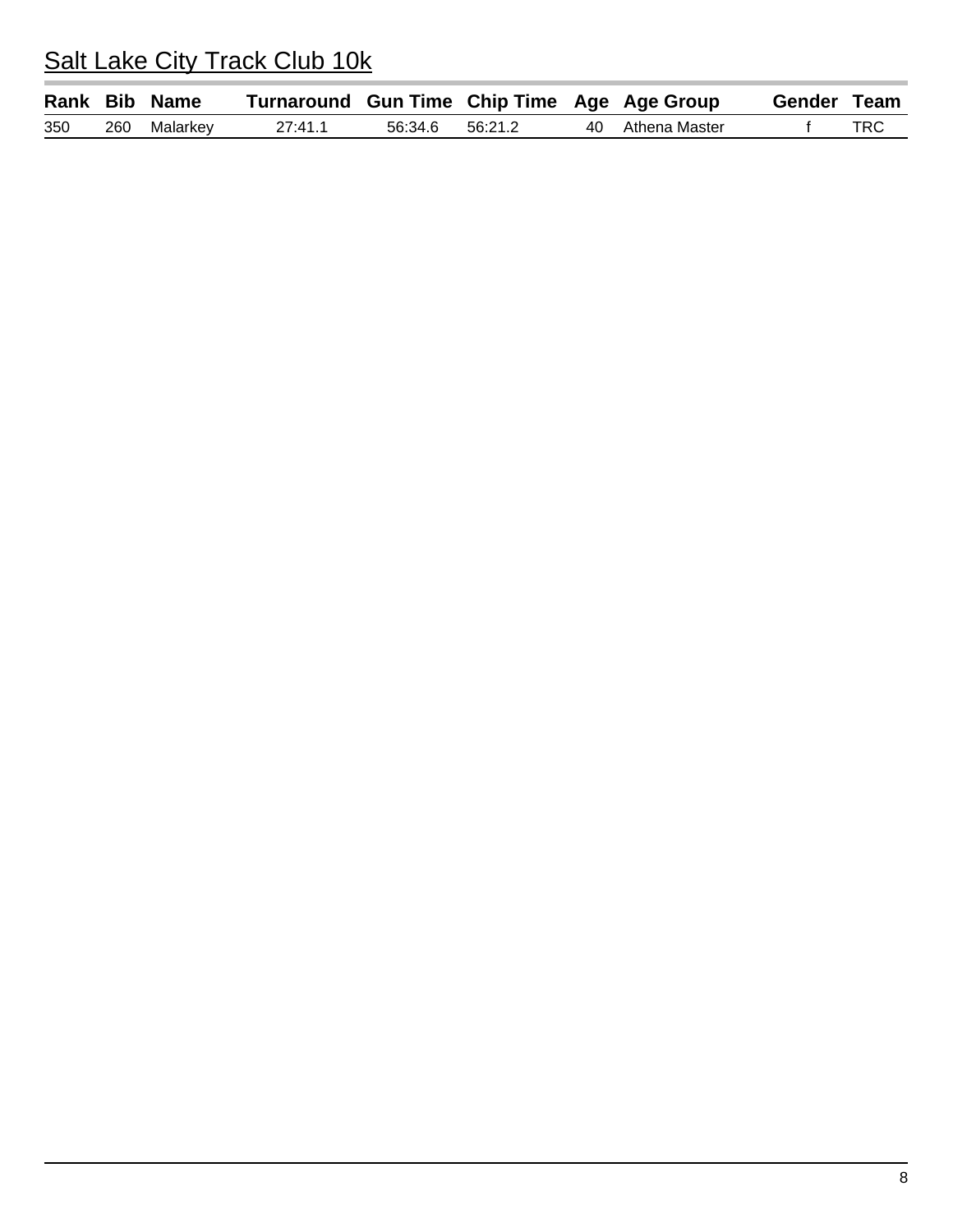# Salt Lake City Track Club 10k

| Rank | Bib | Name | Turnaround | Gun Time | Chip Time | Age | Age Group | Gender | Team |
|---|---|---|---|---|---|---|---|---|---|
| 350 | 260 | Malarkey | 27:41.1 | 56:34.6 | 56:21.2 | 40 | Athena Master | f | TRC |